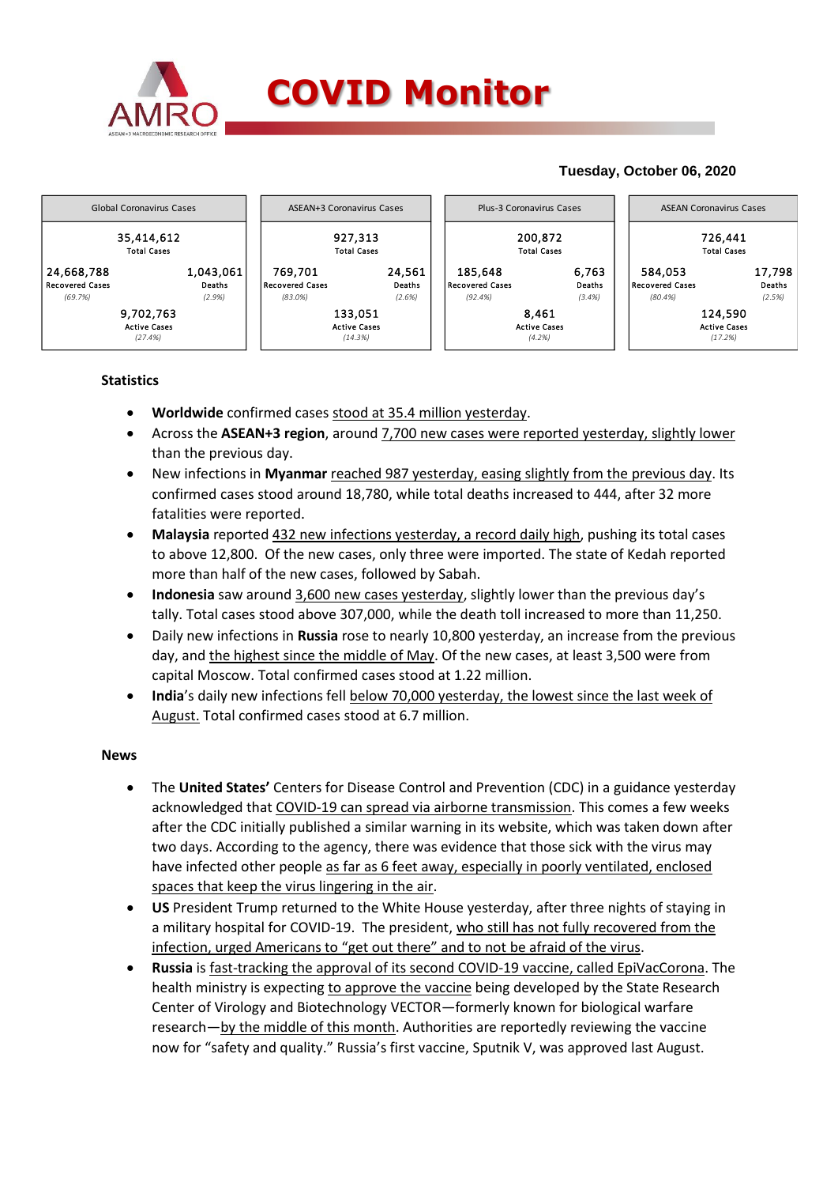# COVID Monitor

**Tuesday, October 06, 2020**

| Global Coronavirus Cases | | ASEAN+3 Coronavirus Cases | | Plus-3 Coronavirus Cases | | ASEAN Coronavirus Cases | |
|---|---|---|---|---|---|---|---|
| 35,414,612 Total Cases | | 927,313 Total Cases | | 200,872 Total Cases | | 726,441 Total Cases | |
| 24,668,788 Recovered Cases *(69.7%)* | 1,043,061 Deaths *(2.9%)* | 769,701 Recovered Cases *(83.0%)* | 24,561 Deaths *(2.6%)* | 185,648 Recovered Cases *(92.4%)* | 6,763 Deaths *(3.4%)* | 584,053 Recovered Cases *(80.4%)* | 17,798 Deaths *(2.5%)* |
| 9,702,763 Active Cases *(27.4%)* | | 133,051 Active Cases *(14.3%)* | | 8,461 Active Cases *(4.2%)* | | 124,590 Active Cases *(17.2%)* | |

## Statistics

- **Worldwide** confirmed cases stood at 35.4 million yesterday.
- Across the **ASEAN+3 region**, around 7,700 new cases were reported yesterday, slightly lower than the previous day.
- New infections in **Myanmar** reached 987 yesterday, easing slightly from the previous day. Its confirmed cases stood around 18,780, while total deaths increased to 444, after 32 more fatalities were reported.
- **Malaysia** reported 432 new infections yesterday, a record daily high, pushing its total cases to above 12,800. Of the new cases, only three were imported. The state of Kedah reported more than half of the new cases, followed by Sabah.
- **Indonesia** saw around 3,600 new cases yesterday, slightly lower than the previous day's tally. Total cases stood above 307,000, while the death toll increased to more than 11,250.
- Daily new infections in **Russia** rose to nearly 10,800 yesterday, an increase from the previous day, and the highest since the middle of May. Of the new cases, at least 3,500 were from capital Moscow. Total confirmed cases stood at 1.22 million.
- **India**'s daily new infections fell below 70,000 yesterday, the lowest since the last week of August. Total confirmed cases stood at 6.7 million.

## News

- The **United States'** Centers for Disease Control and Prevention (CDC) in a guidance yesterday acknowledged that COVID-19 can spread via airborne transmission. This comes a few weeks after the CDC initially published a similar warning in its website, which was taken down after two days. According to the agency, there was evidence that those sick with the virus may have infected other people as far as 6 feet away, especially in poorly ventilated, enclosed spaces that keep the virus lingering in the air.
- **US** President Trump returned to the White House yesterday, after three nights of staying in a military hospital for COVID-19. The president, who still has not fully recovered from the infection, urged Americans to "get out there" and to not be afraid of the virus.
- **Russia** is fast-tracking the approval of its second COVID-19 vaccine, called EpiVacCorona. The health ministry is expecting to approve the vaccine being developed by the State Research Center of Virology and Biotechnology VECTOR—formerly known for biological warfare research—by the middle of this month. Authorities are reportedly reviewing the vaccine now for "safety and quality." Russia's first vaccine, Sputnik V, was approved last August.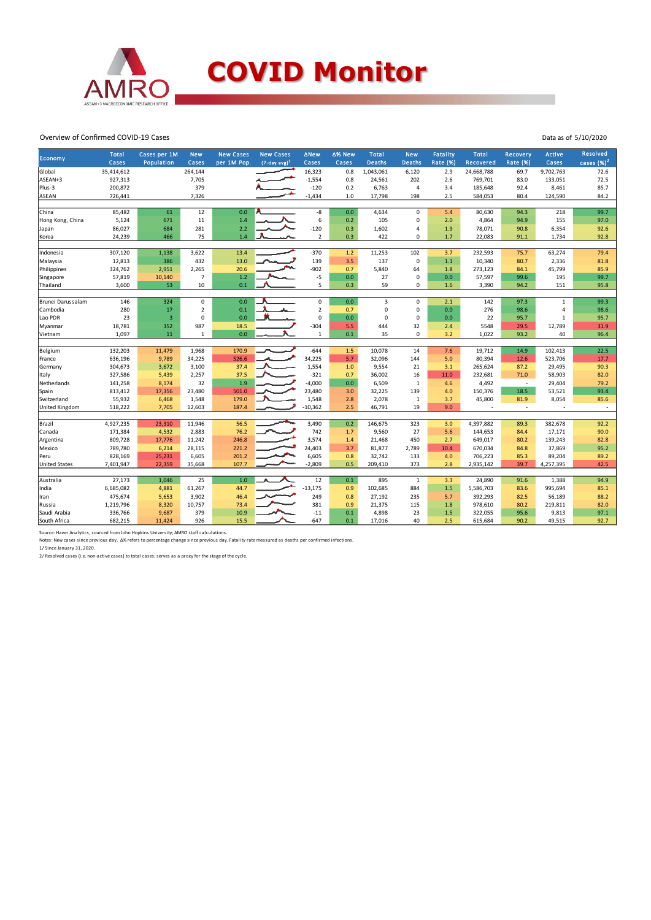# COVID Monitor

Overview of Confirmed COVID-19 Cases

Data as of 5/10/2020

| Economy | Total Cases | Cases per 1M Population | New Cases | New Cases per 1M Pop. | New Cases (7-day avg)[1] | ΔNew Cases | Δ% New Cases | Total Deaths | New Deaths | Fatality Rate (%) | Total Recovered | Recovery Rate (%) | Active Cases | Resolved cases (%)[2] |
|---|---|---|---|---|---|---|---|---|---|---|---|---|---|---|
| Global | 35,414,612 | | 264,144 | | | 16,323 | 0.8 | 1,043,061 | 6,120 | 2.9 | 24,668,788 | 69.7 | 9,702,763 | 72.6 |
| ASEAN+3 | 927,313 | | 7,705 | | | -1,554 | 0.8 | 24,561 | 202 | 2.6 | 769,701 | 83.0 | 133,051 | 72.5 |
| Plus-3 | 200,872 | | 379 | | | -120 | 0.2 | 6,763 | 4 | 3.4 | 185,648 | 92.4 | 8,461 | 85.7 |
| ASEAN | 726,441 | | 7,326 | | | -1,434 | 1.0 | 17,798 | 198 | 2.5 | 584,053 | 80.4 | 124,590 | 84.2 |
| | | | | | | | | | | | | | | |
| China | 85,482 | 61 | 12 | 0.0 | | -8 | 0.0 | 4,634 | 0 | 5.4 | 80,630 | 94.3 | 218 | 99.7 |
| Hong Kong, China | 5,124 | 671 | 11 | 1.4 | | 6 | 0.2 | 105 | 0 | 2.0 | 4,864 | 94.9 | 155 | 97.0 |
| Japan | 86,027 | 684 | 281 | 2.2 | | -120 | 0.3 | 1,602 | 4 | 1.9 | 78,071 | 90.8 | 6,354 | 92.6 |
| Korea | 24,239 | 466 | 75 | 1.4 | | 2 | 0.3 | 422 | 0 | 1.7 | 22,083 | 91.1 | 1,734 | 92.8 |
| | | | | | | | | | | | | | | |
| Indonesia | 307,120 | 1,138 | 3,622 | 13.4 | | -370 | 1.2 | 11,253 | 102 | 3.7 | 232,593 | 75.7 | 63,274 | 79.4 |
| Malaysia | 12,813 | 386 | 432 | 13.0 | | 139 | 3.5 | 137 | 0 | 1.1 | 10,340 | 80.7 | 2,336 | 81.8 |
| Philippines | 324,762 | 2,951 | 2,265 | 20.6 | | -902 | 0.7 | 5,840 | 64 | 1.8 | 273,123 | 84.1 | 45,799 | 85.9 |
| Singapore | 57,819 | 10,140 | 7 | 1.2 | | -5 | 0.0 | 27 | 0 | 0.0 | 57,597 | 99.6 | 195 | 99.7 |
| Thailand | 3,600 | 53 | 10 | 0.1 | | 5 | 0.3 | 59 | 0 | 1.6 | 3,390 | 94.2 | 151 | 95.8 |
| | | | | | | | | | | | | | | |
| Brunei Darussalam | 146 | 324 | 0 | 0.0 | | 0 | 0.0 | 3 | 0 | 2.1 | 142 | 97.3 | 1 | 99.3 |
| Cambodia | 280 | 17 | 2 | 0.1 | | 2 | 0.7 | 0 | 0 | 0.0 | 276 | 98.6 | 4 | 98.6 |
| Lao PDR | 23 | 3 | 0 | 0.0 | | 0 | 0.0 | 0 | 0 | 0.0 | 22 | 95.7 | 1 | 95.7 |
| Myanmar | 18,781 | 352 | 987 | 18.5 | | -304 | 5.5 | 444 | 32 | 2.4 | 5548 | 29.5 | 12,789 | 31.9 |
| Vietnam | 1,097 | 11 | 1 | 0.0 | | 1 | 0.1 | 35 | 0 | 3.2 | 1,022 | 93.2 | 40 | 96.4 |
| | | | | | | | | | | | | | | |
| Belgium | 132,203 | 11,479 | 1,968 | 170.9 | | -644 | 1.5 | 10,078 | 14 | 7.6 | 19,712 | 14.9 | 102,413 | 22.5 |
| France | 636,196 | 9,789 | 34,225 | 526.6 | | 34,225 | 5.7 | 32,096 | 144 | 5.0 | 80,394 | 12.6 | 523,706 | 17.7 |
| Germany | 304,673 | 3,672 | 3,100 | 37.4 | | 1,554 | 1.0 | 9,554 | 21 | 3.1 | 265,624 | 87.2 | 29,495 | 90.3 |
| Italy | 327,586 | 5,439 | 2,257 | 37.5 | | -321 | 0.7 | 36,002 | 16 | 11.0 | 232,681 | 71.0 | 58,903 | 82.0 |
| Netherlands | 141,258 | 8,174 | 32 | 1.9 | | -4,000 | 0.0 | 6,509 | 1 | 4.6 | 4,492 | - | 29,404 | 79.2 |
| Spain | 813,412 | 17,356 | 23,480 | 501.0 | | 23,480 | 3.0 | 32,225 | 139 | 4.0 | 150,376 | 18.5 | 53,521 | 93.4 |
| Switzerland | 55,932 | 6,468 | 1,548 | 179.0 | | 1,548 | 2.8 | 2,078 | 1 | 3.7 | 45,800 | 81.9 | 8,054 | 85.6 |
| United Kingdom | 518,222 | 7,705 | 12,603 | 187.4 | | -10,362 | 2.5 | 46,791 | 19 | 9.0 | - | - | - | - |
| | | | | | | | | | | | | | | |
| Brazil | 4,927,235 | 23,310 | 11,946 | 56.5 | | 3,490 | 0.2 | 146,675 | 323 | 3.0 | 4,397,882 | 89.3 | 382,678 | 92.2 |
| Canada | 171,384 | 4,532 | 2,883 | 76.2 | | 742 | 1.7 | 9,560 | 27 | 5.6 | 144,653 | 84.4 | 17,171 | 90.0 |
| Argentina | 809,728 | 17,776 | 11,242 | 246.8 | | 3,574 | 1.4 | 21,468 | 450 | 2.7 | 649,017 | 80.2 | 139,243 | 82.8 |
| Mexico | 789,780 | 6,214 | 28,115 | 221.2 | | 24,403 | 3.7 | 81,877 | 2,789 | 10.4 | 670,034 | 84.8 | 37,869 | 95.2 |
| Peru | 828,169 | 25,231 | 6,605 | 201.2 | | 6,605 | 0.8 | 32,742 | 133 | 4.0 | 706,223 | 85.3 | 89,204 | 89.2 |
| United States | 7,401,947 | 22,359 | 35,668 | 107.7 | | -2,809 | 0.5 | 209,410 | 373 | 2.8 | 2,935,142 | 39.7 | 4,257,395 | 42.5 |
| | | | | | | | | | | | | | | |
| Australia | 27,173 | 1,046 | 25 | 1.0 | | 12 | 0.1 | 895 | 1 | 3.3 | 24,890 | 91.6 | 1,388 | 94.9 |
| India | 6,685,082 | 4,881 | 61,267 | 44.7 | | -13,175 | 0.9 | 102,685 | 884 | 1.5 | 5,586,703 | 83.6 | 995,694 | 85.1 |
| Iran | 475,674 | 5,653 | 3,902 | 46.4 | | 249 | 0.8 | 27,192 | 235 | 5.7 | 392,293 | 82.5 | 56,189 | 88.2 |
| Russia | 1,219,796 | 8,320 | 10,757 | 73.4 | | 381 | 0.9 | 21,375 | 115 | 1.8 | 978,610 | 80.2 | 219,811 | 82.0 |
| Saudi Arabia | 336,766 | 9,687 | 379 | 10.9 | | -11 | 0.1 | 4,898 | 23 | 1.5 | 322,055 | 95.6 | 9,813 | 97.1 |
| South Africa | 682,215 | 11,424 | 926 | 15.5 | | -647 | 0.1 | 17,016 | 40 | 2.5 | 615,684 | 90.2 | 49,515 | 92.7 |

Source: Haver Analytics, sourced from John Hopkins University; AMRO staff calculations.

Notes: New cases since previous day. Δ% refers to percentage change since previous day. Fatality rate measured as deaths per confirmed infections.

1/ Since January 31, 2020.

2/ Resolved cases (i.e. non-active cases) to total cases; serves as a proxy for the stage of the cycle.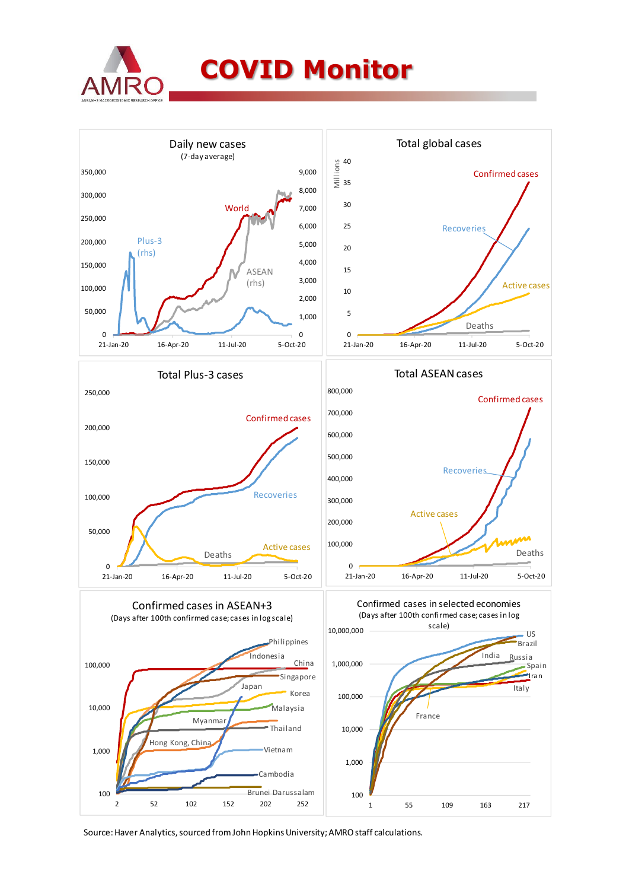# COVID Monitor

AMRO
ASEAN+3 MACROECONOMIC RESEARCH OFFICE

## Daily new cases

(7-day average)

350,000
300,000
250,000
200,000
150,000
100,000
50,000
0

9,000
8,000
7,000
6,000
5,000
4,000
3,000
2,000
1,000
0

21-Jan-20
16-Apr-20
11-Jul-20
5-Oct-20

World
Plus-3 (rhs)
ASEAN (rhs)

## Total global cases

Millions

40
35
30
25
20
15
10
5
0

21-Jan-20
16-Apr-20
11-Jul-20
5-Oct-20

Confirmed cases
Recoveries
Active cases
Deaths

## Total Plus-3 cases

250,000
200,000
150,000
100,000
50,000
0

21-Jan-20
16-Apr-20
11-Jul-20
5-Oct-20

Confirmed cases
Recoveries
Active cases
Deaths

## Total ASEAN cases

800,000
700,000
600,000
500,000
400,000
300,000
200,000
100,000
0

21-Jan-20
16-Apr-20
11-Jul-20
5-Oct-20

Confirmed cases
Recoveries
Active cases
Deaths

## Confirmed cases in ASEAN+3

(Days after 100th confirmed case; cases in log scale)

100,000
10,000
1,000
100

2
52
102
152
202
252

Philippines
Indonesia
China
Singapore
Japan
Korea
Malaysia
Myanmar
Thailand
Hong Kong, China
Vietnam
Cambodia
Brunei Darussalam

## Confirmed cases in selected economies

(Days after 100th confirmed case; cases in log scale)

10,000,000
1,000,000
100,000
10,000
1,000
100

1
55
109
163
217

US
Brazil
India
Russia
Spain
Iran
Italy
France

Source: Haver Analytics, sourced from John Hopkins University; AMRO staff calculations.